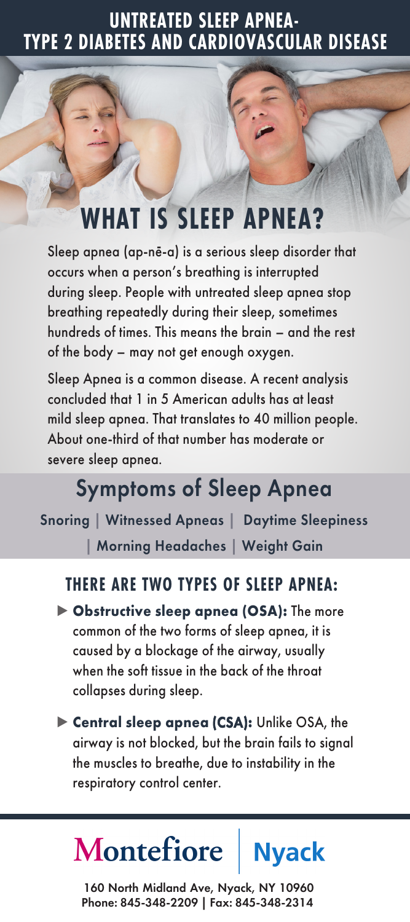# UNTREATED SLEEP APNEA-
# TYPE 2 DIABETES AND CARDIOVASCULAR DISEASE

## WHAT IS SLEEP APNEA?

Sleep apnea (ap-nē-a) is a serious sleep disorder that occurs when a person's breathing is interrupted during sleep. People with untreated sleep apnea stop breathing repeatedly during their sleep, sometimes hundreds of times. This means the brain – and the rest of the body – may not get enough oxygen.

Sleep Apnea is a common disease. A recent analysis concluded that 1 in 5 American adults has at least mild sleep apnea. That translates to 40 million people. About one-third of that number has moderate or severe sleep apnea.

## Symptoms of Sleep Apnea

Snoring | Witnessed Apneas | Daytime Sleepiness | Morning Headaches | Weight Gain

### THERE ARE TWO TYPES OF SLEEP APNEA:

- **Obstructive sleep apnea (OSA):** The more common of the two forms of sleep apnea, it is caused by a blockage of the airway, usually when the soft tissue in the back of the throat collapses during sleep.
- **Central sleep apnea (CSA):** Unlike OSA, the airway is not blocked, but the brain fails to signal the muscles to breathe, due to instability in the respiratory control center.

Montefiore | Nyack

160 North Midland Ave, Nyack, NY 10960
Phone: 845-348-2209 | Fax: 845-348-2314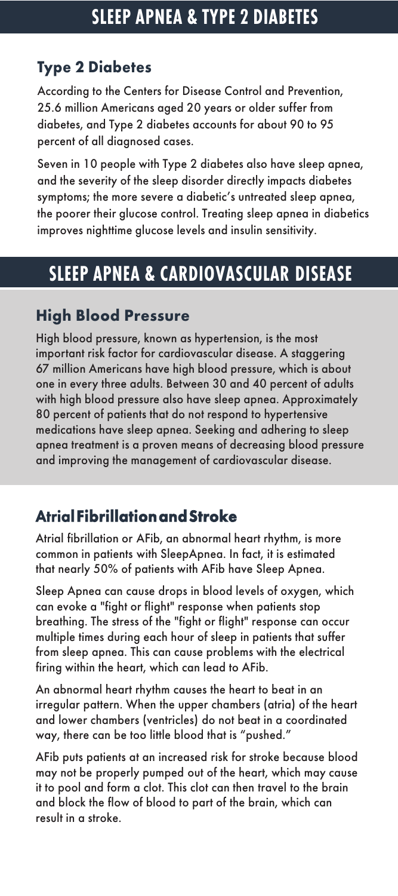## SLEEP APNEA & TYPE 2 DIABETES

### Type 2 Diabetes

According to the Centers for Disease Control and Prevention, 25.6 million Americans aged 20 years or older suffer from diabetes, and Type 2 diabetes accounts for about 90 to 95 percent of all diagnosed cases.

Seven in 10 people with Type 2 diabetes also have sleep apnea, and the severity of the sleep disorder directly impacts diabetes symptoms; the more severe a diabetic's untreated sleep apnea, the poorer their glucose control. Treating sleep apnea in diabetics improves nighttime glucose levels and insulin sensitivity.

## SLEEP APNEA & CARDIOVASCULAR DISEASE

### High Blood Pressure

High blood pressure, known as hypertension, is the most important risk factor for cardiovascular disease. A staggering 67 million Americans have high blood pressure, which is about one in every three adults. Between 30 and 40 percent of adults with high blood pressure also have sleep apnea. Approximately 80 percent of patients that do not respond to hypertensive medications have sleep apnea. Seeking and adhering to sleep apnea treatment is a proven means of decreasing blood pressure and improving the management of cardiovascular disease.

### Atrial Fibrillation and Stroke

Atrial fibrillation or AFib, an abnormal heart rhythm, is more common in patients with SleepApnea. In fact, it is estimated that nearly 50% of patients with AFib have Sleep Apnea.

Sleep Apnea can cause drops in blood levels of oxygen, which can evoke a "fight or flight" response when patients stop breathing. The stress of the "fight or flight" response can occur multiple times during each hour of sleep in patients that suffer from sleep apnea. This can cause problems with the electrical firing within the heart, which can lead to AFib.

An abnormal heart rhythm causes the heart to beat in an irregular pattern. When the upper chambers (atria) of the heart and lower chambers (ventricles) do not beat in a coordinated way, there can be too little blood that is "pushed."

AFib puts patients at an increased risk for stroke because blood may not be properly pumped out of the heart, which may cause it to pool and form a clot. This clot can then travel to the brain and block the flow of blood to part of the brain, which can result in a stroke.